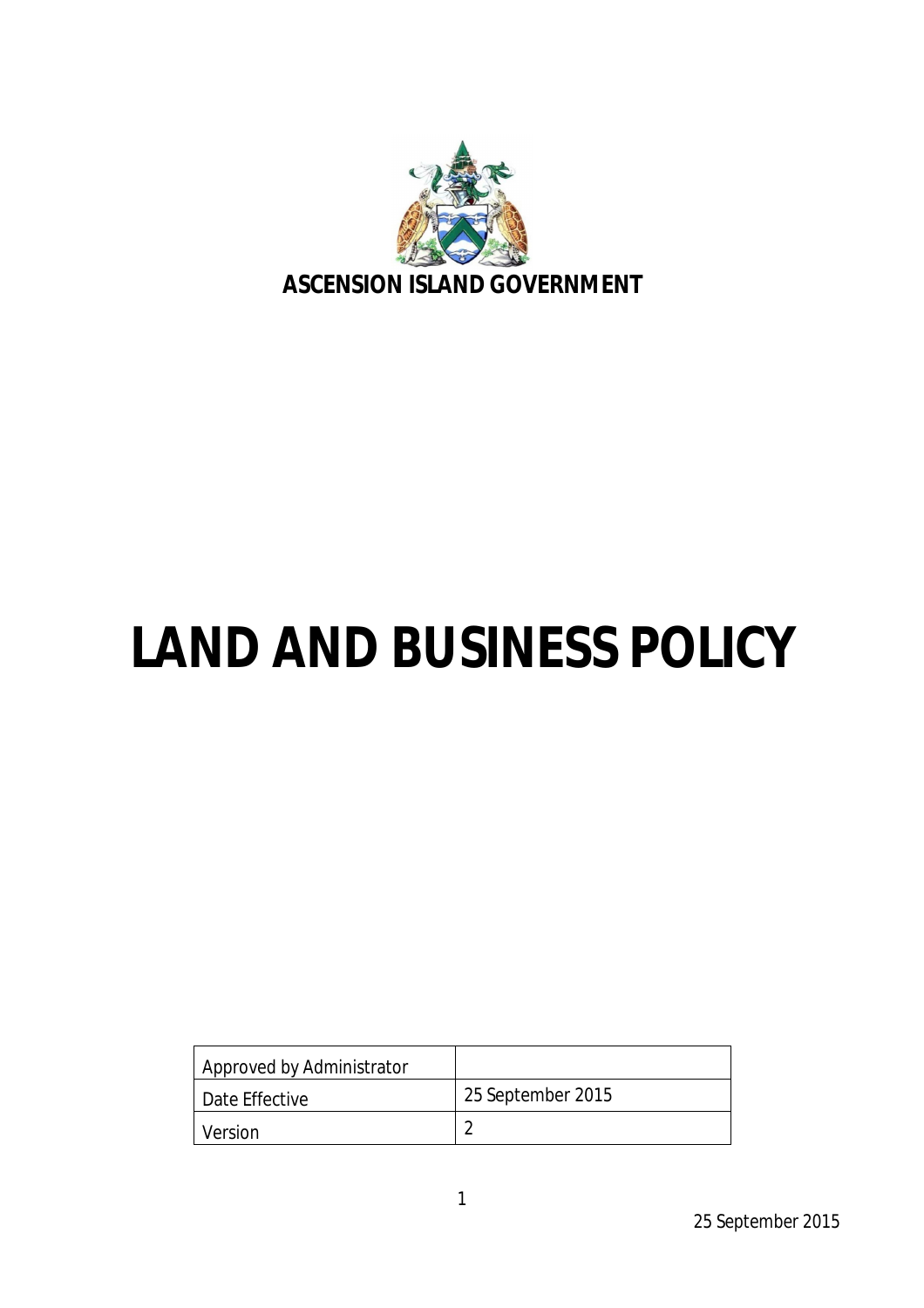**ASCENSION ISLAND GOVERNMENT**

# LAND AND BUSINESS POLICY

| Approved by Administrator | |
|---|---|
| Date Effective | 25 September 2015 |
| Version | 2 |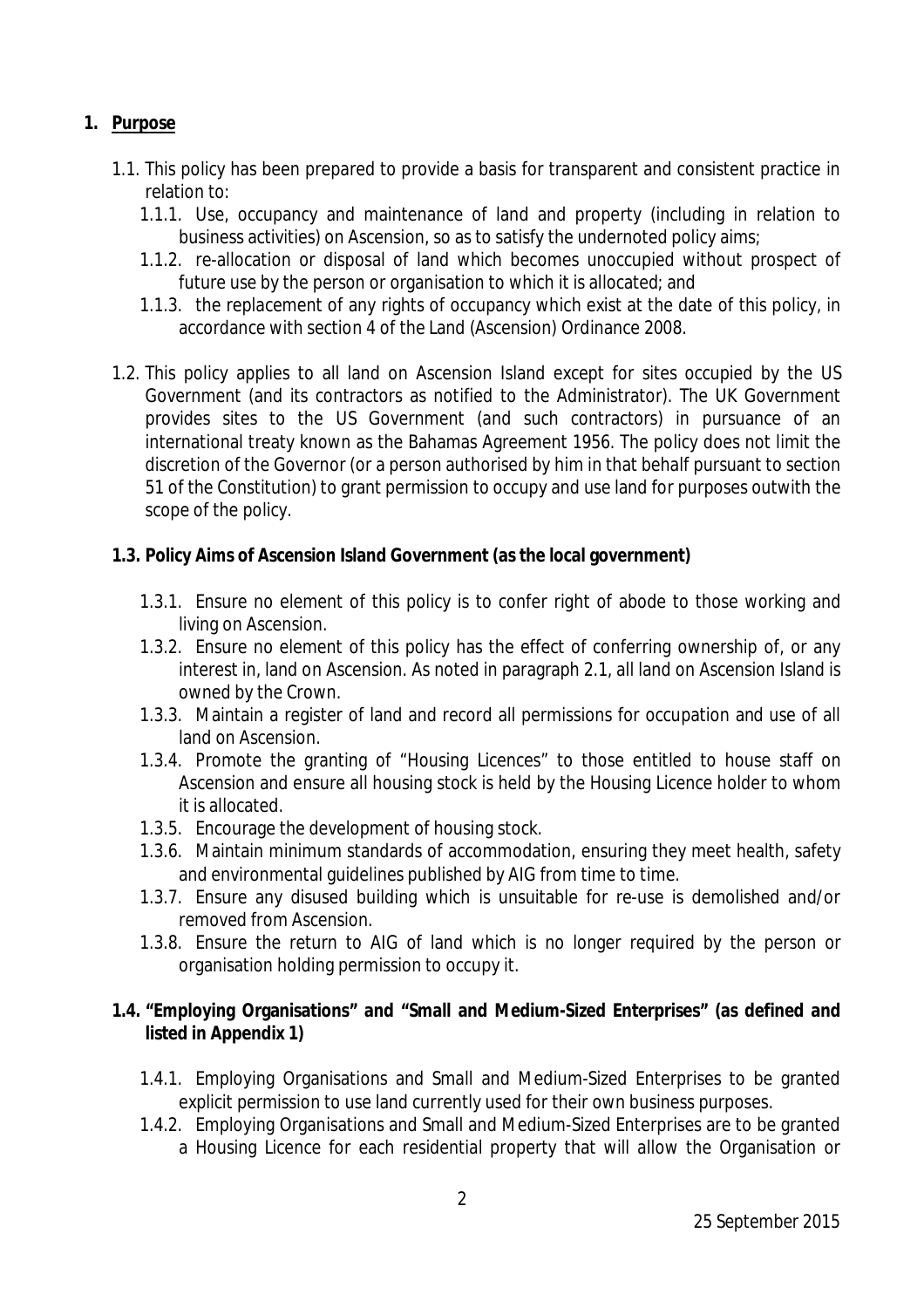## 1. Purpose

1.1. This policy has been prepared to provide a basis for transparent and consistent practice in relation to:

1.1.1. Use, occupancy and maintenance of land and property (including in relation to business activities) on Ascension, so as to satisfy the undernoted policy aims;

1.1.2. re-allocation or disposal of land which becomes unoccupied without prospect of future use by the person or organisation to which it is allocated; and

1.1.3. the replacement of any rights of occupancy which exist at the date of this policy, in accordance with section 4 of the Land (Ascension) Ordinance 2008.

1.2. This policy applies to all land on Ascension Island except for sites occupied by the US Government (and its contractors as notified to the Administrator). The UK Government provides sites to the US Government (and such contractors) in pursuance of an international treaty known as the Bahamas Agreement 1956. The policy does not limit the discretion of the Governor (or a person authorised by him in that behalf pursuant to section 51 of the Constitution) to grant permission to occupy and use land for purposes outwith the scope of the policy.

### 1.3. Policy Aims of Ascension Island Government (as the local government)

1.3.1. Ensure no element of this policy is to confer right of abode to those working and living on Ascension.

1.3.2. Ensure no element of this policy has the effect of conferring ownership of, or any interest in, land on Ascension. As noted in paragraph 2.1, all land on Ascension Island is owned by the Crown.

1.3.3. Maintain a register of land and record all permissions for occupation and use of all land on Ascension.

1.3.4. Promote the granting of "Housing Licences" to those entitled to house staff on Ascension and ensure all housing stock is held by the Housing Licence holder to whom it is allocated.

1.3.5. Encourage the development of housing stock.

1.3.6. Maintain minimum standards of accommodation, ensuring they meet health, safety and environmental guidelines published by AIG from time to time.

1.3.7. Ensure any disused building which is unsuitable for re-use is demolished and/or removed from Ascension.

1.3.8. Ensure the return to AIG of land which is no longer required by the person or organisation holding permission to occupy it.

### 1.4. "Employing Organisations" and "Small and Medium-Sized Enterprises" (as defined and listed in Appendix 1)

1.4.1. Employing Organisations and Small and Medium-Sized Enterprises to be granted explicit permission to use land currently used for their own business purposes.

1.4.2. Employing Organisations and Small and Medium-Sized Enterprises are to be granted a Housing Licence for each residential property that will allow the Organisation or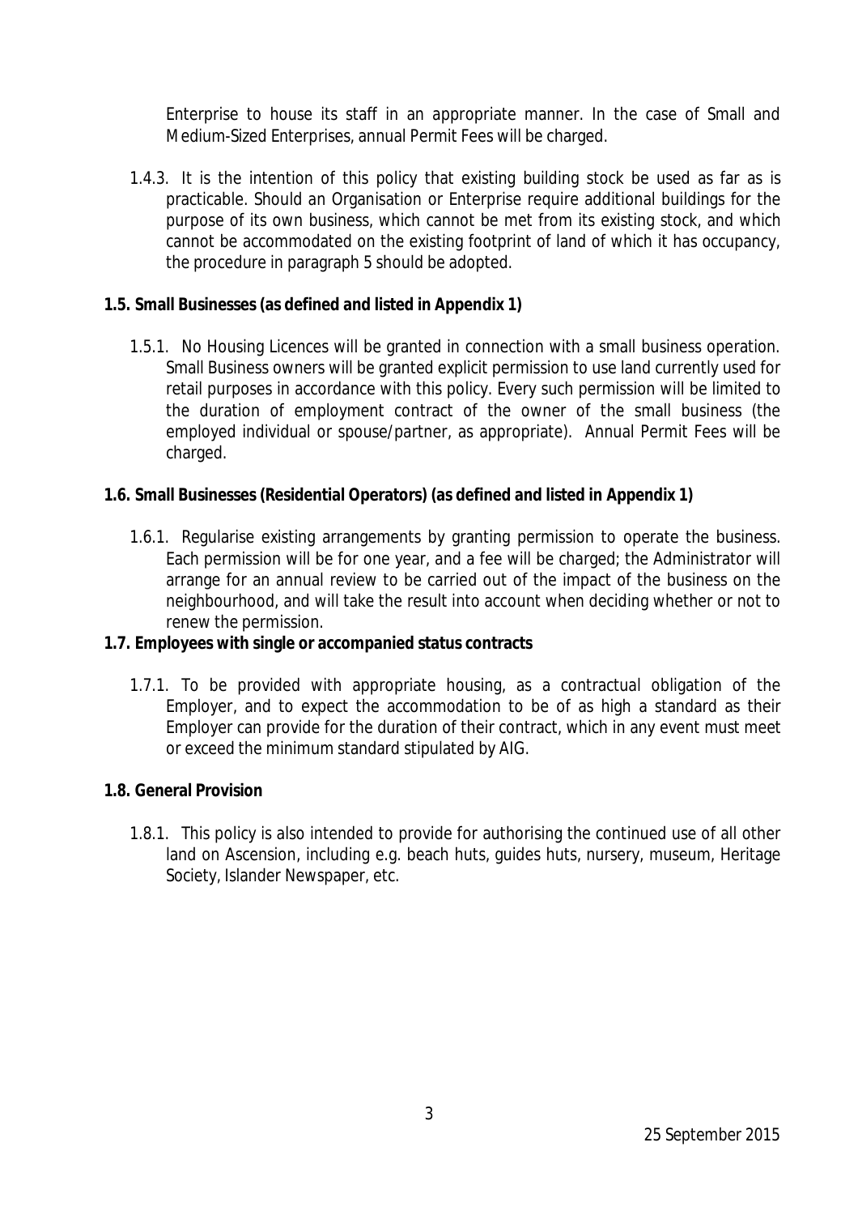Enterprise to house its staff in an appropriate manner. In the case of Small and Medium-Sized Enterprises, annual Permit Fees will be charged.

1.4.3. It is the intention of this policy that existing building stock be used as far as is practicable. Should an Organisation or Enterprise require additional buildings for the purpose of its own business, which cannot be met from its existing stock, and which cannot be accommodated on the existing footprint of land of which it has occupancy, the procedure in paragraph 5 should be adopted.

**1.5. Small Businesses (as defined and listed in Appendix 1)**

1.5.1. No Housing Licences will be granted in connection with a small business operation. Small Business owners will be granted explicit permission to use land currently used for retail purposes in accordance with this policy. Every such permission will be limited to the duration of employment contract of the owner of the small business (the employed individual or spouse/partner, as appropriate). Annual Permit Fees will be charged.

**1.6. Small Businesses (Residential Operators) (as defined and listed in Appendix 1)**

1.6.1. Regularise existing arrangements by granting permission to operate the business. Each permission will be for one year, and a fee will be charged; the Administrator will arrange for an annual review to be carried out of the impact of the business on the neighbourhood, and will take the result into account when deciding whether or not to renew the permission.

**1.7. Employees with single or accompanied status contracts**

1.7.1. To be provided with appropriate housing, as a contractual obligation of the Employer, and to expect the accommodation to be of as high a standard as their Employer can provide for the duration of their contract, which in any event must meet or exceed the minimum standard stipulated by AIG.

**1.8. General Provision**

1.8.1. This policy is also intended to provide for authorising the continued use of all other land on Ascension, including e.g. beach huts, guides huts, nursery, museum, Heritage Society, Islander Newspaper, etc.

25 September 2015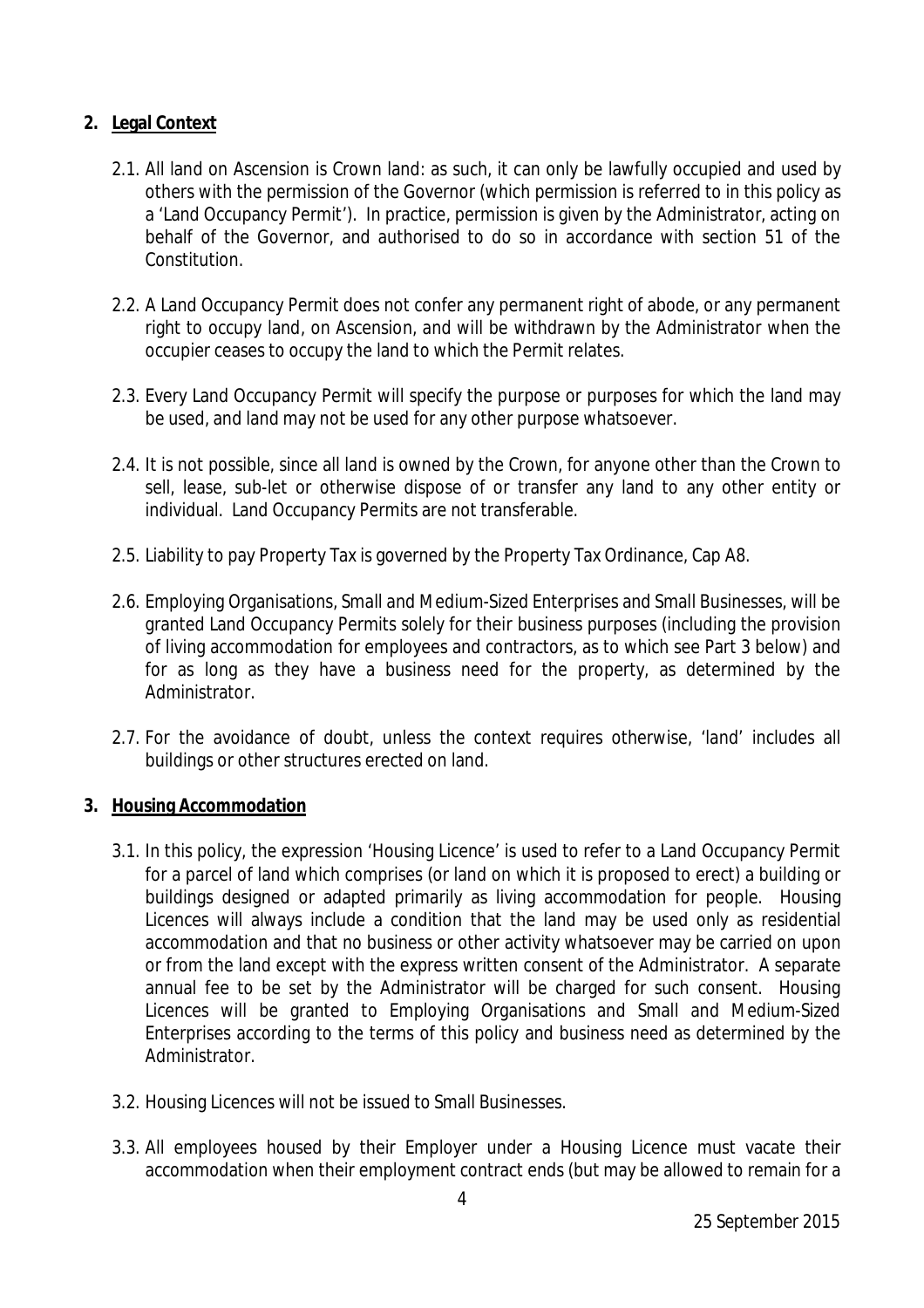## 2. Legal Context

2.1. All land on Ascension is Crown land: as such, it can only be lawfully occupied and used by others with the permission of the Governor (which permission is referred to in this policy as a 'Land Occupancy Permit'). In practice, permission is given by the Administrator, acting on behalf of the Governor, and authorised to do so in accordance with section 51 of the Constitution.

2.2. A Land Occupancy Permit does not confer any permanent right of abode, or any permanent right to occupy land, on Ascension, and will be withdrawn by the Administrator when the occupier ceases to occupy the land to which the Permit relates.

2.3. Every Land Occupancy Permit will specify the purpose or purposes for which the land may be used, and land may not be used for any other purpose whatsoever.

2.4. It is not possible, since all land is owned by the Crown, for anyone other than the Crown to sell, lease, sub-let or otherwise dispose of or transfer any land to any other entity or individual. Land Occupancy Permits are not transferable.

2.5. Liability to pay Property Tax is governed by the Property Tax Ordinance, Cap A8.

2.6. Employing Organisations, Small and Medium-Sized Enterprises and Small Businesses, will be granted Land Occupancy Permits solely for their business purposes (including the provision of living accommodation for employees and contractors, as to which see Part 3 below) and for as long as they have a business need for the property, as determined by the Administrator.

2.7. For the avoidance of doubt, unless the context requires otherwise, 'land' includes all buildings or other structures erected on land.

## 3. Housing Accommodation

3.1. In this policy, the expression 'Housing Licence' is used to refer to a Land Occupancy Permit for a parcel of land which comprises (or land on which it is proposed to erect) a building or buildings designed or adapted primarily as living accommodation for people. Housing Licences will always include a condition that the land may be used only as residential accommodation and that no business or other activity whatsoever may be carried on upon or from the land except with the express written consent of the Administrator. A separate annual fee to be set by the Administrator will be charged for such consent. Housing Licences will be granted to Employing Organisations and Small and Medium-Sized Enterprises according to the terms of this policy and business need as determined by the Administrator.

3.2. Housing Licences will not be issued to Small Businesses.

3.3. All employees housed by their Employer under a Housing Licence must vacate their accommodation when their employment contract ends (but may be allowed to remain for a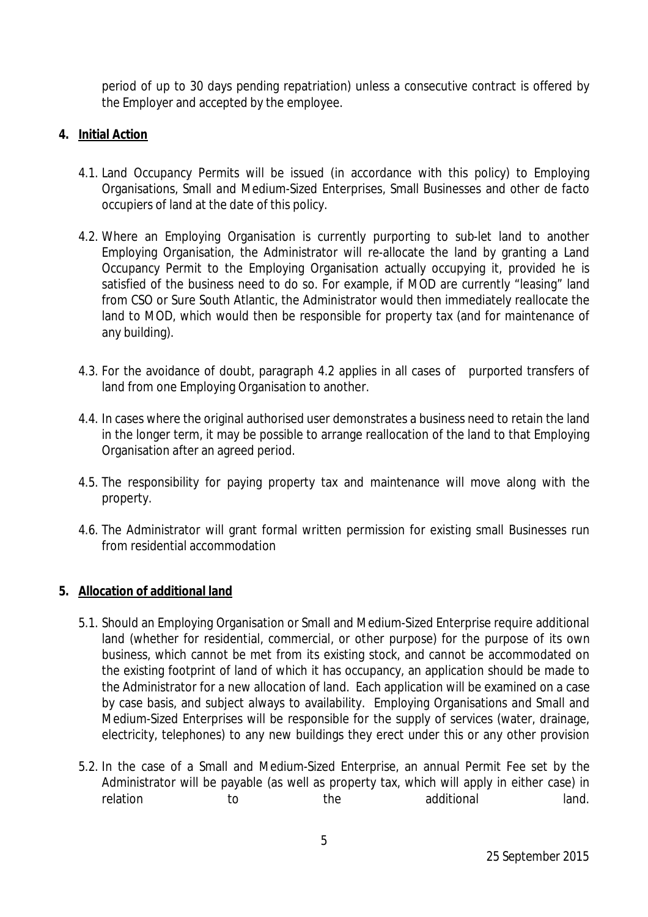period of up to 30 days pending repatriation) unless a consecutive contract is offered by the Employer and accepted by the employee.

## 4. Initial Action

4.1. Land Occupancy Permits will be issued (in accordance with this policy) to Employing Organisations, Small and Medium-Sized Enterprises, Small Businesses and other *de facto* occupiers of land at the date of this policy.

4.2. Where an Employing Organisation is currently purporting to sub-let land to another Employing Organisation, the Administrator will re-allocate the land by granting a Land Occupancy Permit to the Employing Organisation actually occupying it, provided he is satisfied of the business need to do so. For example, if MOD are currently "leasing" land from CSO or Sure South Atlantic, the Administrator would then immediately reallocate the land to MOD, which would then be responsible for property tax (and for maintenance of any building).

4.3. For the avoidance of doubt, paragraph 4.2 applies in all cases of purported transfers of land from one Employing Organisation to another.

4.4. In cases where the original authorised user demonstrates a business need to retain the land in the longer term, it may be possible to arrange reallocation of the land to that Employing Organisation after an agreed period.

4.5. The responsibility for paying property tax and maintenance will move along with the property.

4.6. The Administrator will grant formal written permission for existing small Businesses run from residential accommodation

## 5. Allocation of additional land

5.1. Should an Employing Organisation or Small and Medium-Sized Enterprise require additional land (whether for residential, commercial, or other purpose) for the purpose of its own business, which cannot be met from its existing stock, and cannot be accommodated on the existing footprint of land of which it has occupancy, an application should be made to the Administrator for a new allocation of land. Each application will be examined on a case by case basis, and subject always to availability. Employing Organisations and Small and Medium-Sized Enterprises will be responsible for the supply of services (water, drainage, electricity, telephones) to any new buildings they erect under this or any other provision

5.2. In the case of a Small and Medium-Sized Enterprise, an annual Permit Fee set by the Administrator will be payable (as well as property tax, which will apply in either case) in relation to the additional land.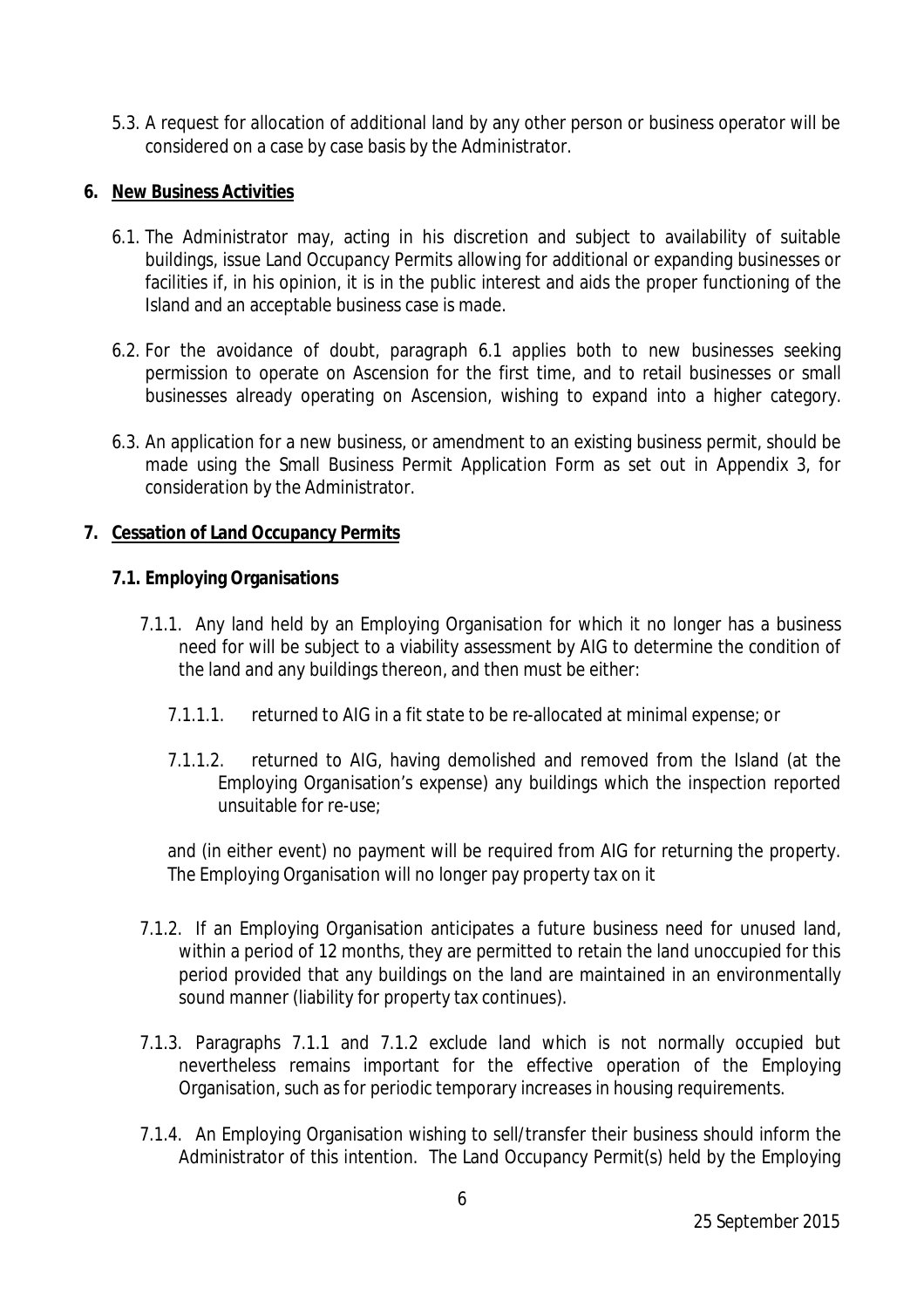5.3. A request for allocation of additional land by any other person or business operator will be considered on a case by case basis by the Administrator.

## 6. New Business Activities

6.1. The Administrator may, acting in his discretion and subject to availability of suitable buildings, issue Land Occupancy Permits allowing for additional or expanding businesses or facilities if, in his opinion, it is in the public interest and aids the proper functioning of the Island and an acceptable business case is made.

6.2. For the avoidance of doubt, paragraph 6.1 applies both to new businesses seeking permission to operate on Ascension for the first time, and to retail businesses or small businesses already operating on Ascension, wishing to expand into a higher category.

6.3. An application for a new business, or amendment to an existing business permit, should be made using the Small Business Permit Application Form as set out in Appendix 3, for consideration by the Administrator.

## 7. Cessation of Land Occupancy Permits

### 7.1. Employing Organisations

7.1.1. Any land held by an Employing Organisation for which it no longer has a business need for will be subject to a viability assessment by AIG to determine the condition of the land and any buildings thereon, and then must be either:

7.1.1.1. returned to AIG in a fit state to be re-allocated at minimal expense; or

7.1.1.2. returned to AIG, having demolished and removed from the Island (at the Employing Organisation's expense) any buildings which the inspection reported unsuitable for re-use;

and (in either event) no payment will be required from AIG for returning the property. The Employing Organisation will no longer pay property tax on it

7.1.2. If an Employing Organisation anticipates a future business need for unused land, within a period of 12 months, they are permitted to retain the land unoccupied for this period provided that any buildings on the land are maintained in an environmentally sound manner (liability for property tax continues).

7.1.3. Paragraphs 7.1.1 and 7.1.2 exclude land which is not normally occupied but nevertheless remains important for the effective operation of the Employing Organisation, such as for periodic temporary increases in housing requirements.

7.1.4. An Employing Organisation wishing to sell/transfer their business should inform the Administrator of this intention. The Land Occupancy Permit(s) held by the Employing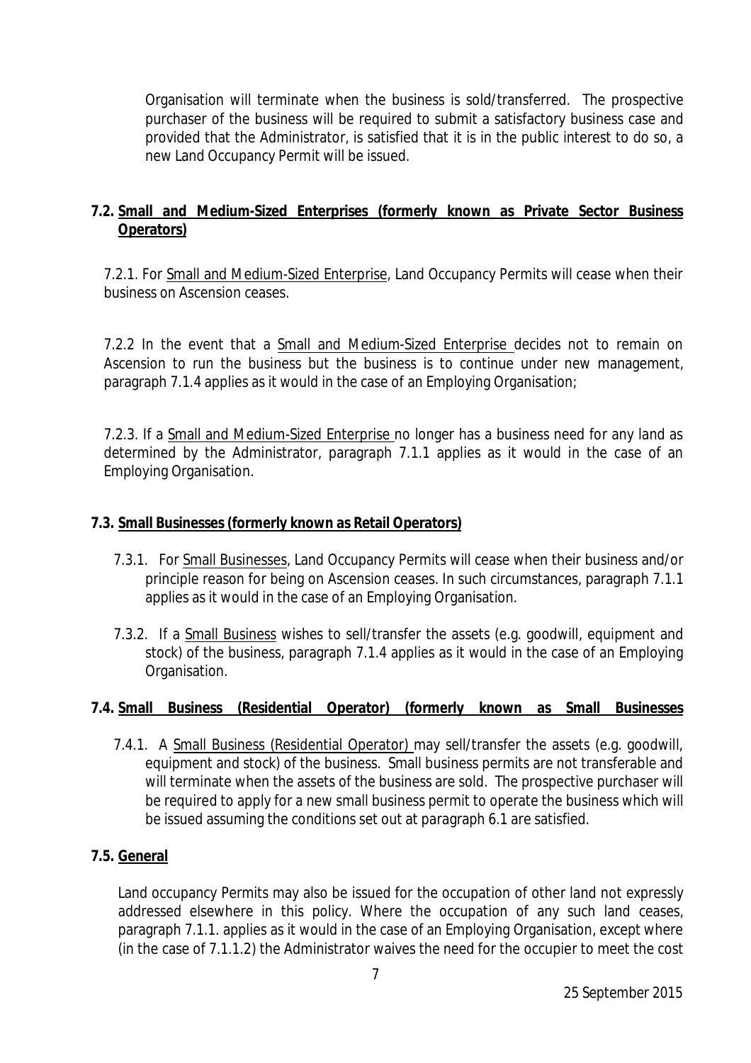Organisation will terminate when the business is sold/transferred. The prospective purchaser of the business will be required to submit a satisfactory business case and provided that the Administrator, is satisfied that it is in the public interest to do so, a new Land Occupancy Permit will be issued.

**7.2. Small and Medium-Sized Enterprises (formerly known as Private Sector Business Operators)**

7.2.1. For Small and Medium-Sized Enterprise, Land Occupancy Permits will cease when their business on Ascension ceases.

7.2.2 In the event that a Small and Medium-Sized Enterprise decides not to remain on Ascension to run the business but the business is to continue under new management, paragraph 7.1.4 applies as it would in the case of an Employing Organisation;

7.2.3. If a Small and Medium-Sized Enterprise no longer has a business need for any land as determined by the Administrator, paragraph 7.1.1 applies as it would in the case of an Employing Organisation.

**7.3. Small Businesses (formerly known as Retail Operators)**

7.3.1. For Small Businesses, Land Occupancy Permits will cease when their business and/or principle reason for being on Ascension ceases. In such circumstances, paragraph 7.1.1 applies as it would in the case of an Employing Organisation.

7.3.2. If a Small Business wishes to sell/transfer the assets (e.g. goodwill, equipment and stock) of the business, paragraph 7.1.4 applies as it would in the case of an Employing Organisation.

**7.4. Small Business (Residential Operator) (formerly known as Small Businesses**

7.4.1. A Small Business (Residential Operator) may sell/transfer the assets (e.g. goodwill, equipment and stock) of the business. Small business permits are not transferable and will terminate when the assets of the business are sold. The prospective purchaser will be required to apply for a new small business permit to operate the business which will be issued assuming the conditions set out at paragraph 6.1 are satisfied.

**7.5. General**

Land occupancy Permits may also be issued for the occupation of other land not expressly addressed elsewhere in this policy. Where the occupation of any such land ceases, paragraph 7.1.1. applies as it would in the case of an Employing Organisation, except where (in the case of 7.1.1.2) the Administrator waives the need for the occupier to meet the cost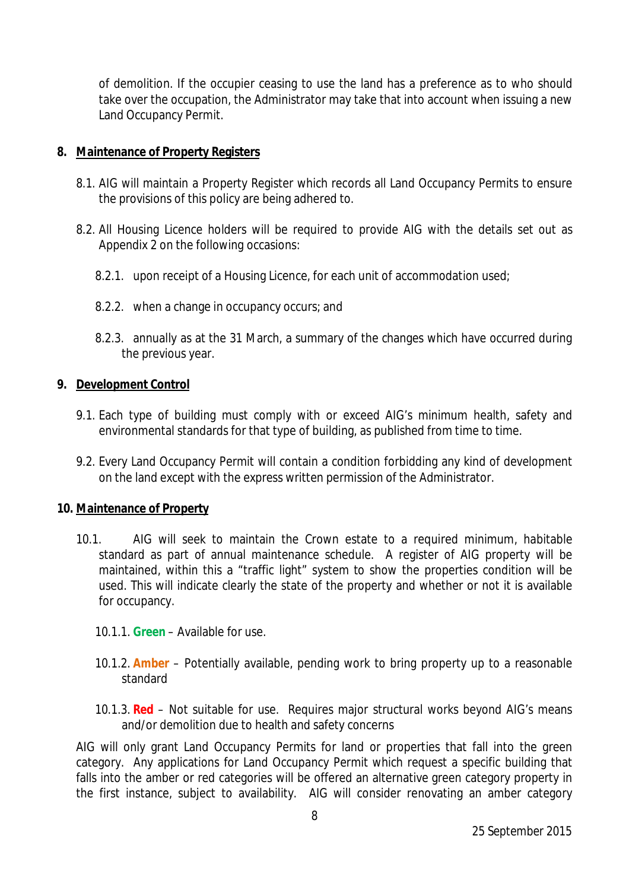of demolition. If the occupier ceasing to use the land has a preference as to who should take over the occupation, the Administrator may take that into account when issuing a new Land Occupancy Permit.

## 8. Maintenance of Property Registers

8.1. AIG will maintain a Property Register which records all Land Occupancy Permits to ensure the provisions of this policy are being adhered to.

8.2. All Housing Licence holders will be required to provide AIG with the details set out as Appendix 2 on the following occasions:

8.2.1. upon receipt of a Housing Licence, for each unit of accommodation used;

8.2.2. when a change in occupancy occurs; and

8.2.3. annually as at the 31 March, a summary of the changes which have occurred during the previous year.

## 9. Development Control

9.1. Each type of building must comply with or exceed AIG's minimum health, safety and environmental standards for that type of building, as published from time to time.

9.2. Every Land Occupancy Permit will contain a condition forbidding any kind of development on the land except with the express written permission of the Administrator.

## 10. Maintenance of Property

10.1. AIG will seek to maintain the Crown estate to a required minimum, habitable standard as part of annual maintenance schedule. A register of AIG property will be maintained, within this a "traffic light" system to show the properties condition will be used. This will indicate clearly the state of the property and whether or not it is available for occupancy.

10.1.1. **Green** – Available for use.

10.1.2. **Amber** – Potentially available, pending work to bring property up to a reasonable standard

10.1.3. **Red** – Not suitable for use. Requires major structural works beyond AIG's means and/or demolition due to health and safety concerns

AIG will only grant Land Occupancy Permits for land or properties that fall into the green category. Any applications for Land Occupancy Permit which request a specific building that falls into the amber or red categories will be offered an alternative green category property in the first instance, subject to availability. AIG will consider renovating an amber category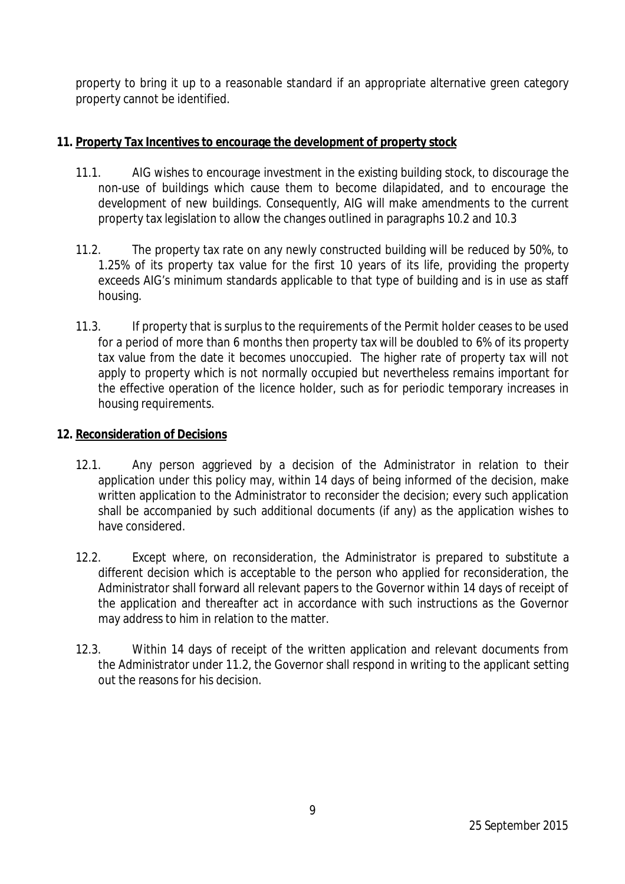property to bring it up to a reasonable standard if an appropriate alternative green category property cannot be identified.

## 11. Property Tax Incentives to encourage the development of property stock

11.1. AIG wishes to encourage investment in the existing building stock, to discourage the non-use of buildings which cause them to become dilapidated, and to encourage the development of new buildings. Consequently, AIG will make amendments to the current property tax legislation to allow the changes outlined in paragraphs 10.2 and 10.3

11.2. The property tax rate on any newly constructed building will be reduced by 50%, to 1.25% of its property tax value for the first 10 years of its life, providing the property exceeds AIG's minimum standards applicable to that type of building and is in use as staff housing.

11.3. If property that is surplus to the requirements of the Permit holder ceases to be used for a period of more than 6 months then property tax will be doubled to 6% of its property tax value from the date it becomes unoccupied. The higher rate of property tax will not apply to property which is not normally occupied but nevertheless remains important for the effective operation of the licence holder, such as for periodic temporary increases in housing requirements.

## 12. Reconsideration of Decisions

12.1. Any person aggrieved by a decision of the Administrator in relation to their application under this policy may, within 14 days of being informed of the decision, make written application to the Administrator to reconsider the decision; every such application shall be accompanied by such additional documents (if any) as the application wishes to have considered.

12.2. Except where, on reconsideration, the Administrator is prepared to substitute a different decision which is acceptable to the person who applied for reconsideration, the Administrator shall forward all relevant papers to the Governor within 14 days of receipt of the application and thereafter act in accordance with such instructions as the Governor may address to him in relation to the matter.

12.3. Within 14 days of receipt of the written application and relevant documents from the Administrator under 11.2, the Governor shall respond in writing to the applicant setting out the reasons for his decision.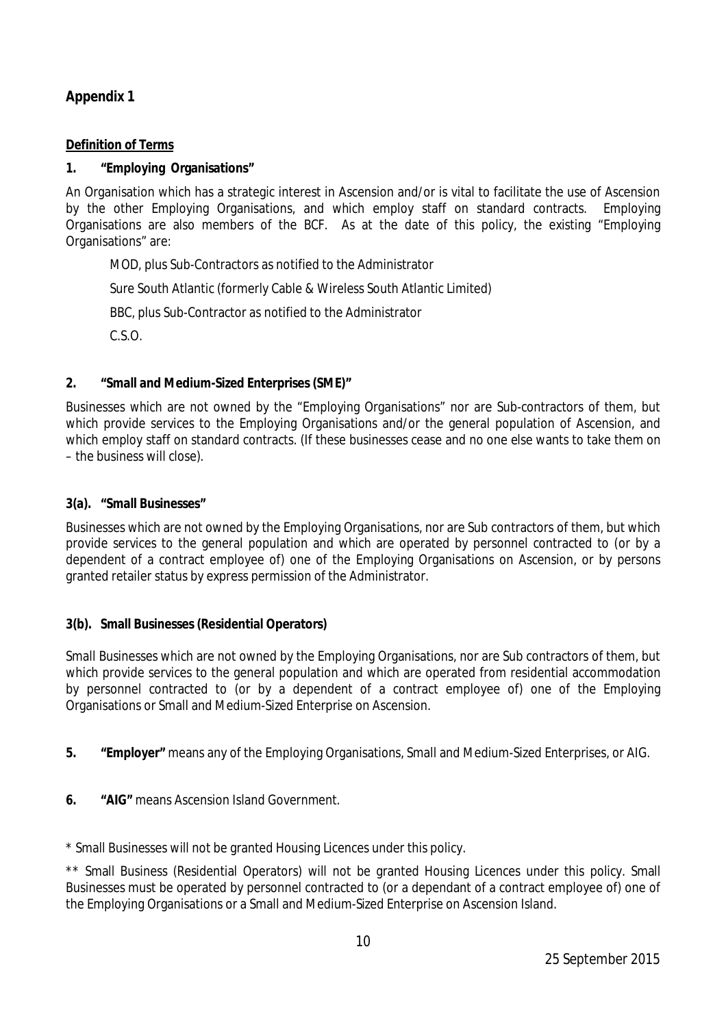## Appendix 1

**Definition of Terms**

**1. "Employing Organisations"**

An Organisation which has a strategic interest in Ascension and/or is vital to facilitate the use of Ascension by the other Employing Organisations, and which employ staff on standard contracts. Employing Organisations are also members of the BCF. As at the date of this policy, the existing "Employing Organisations" are:

MOD, plus Sub-Contractors as notified to the Administrator

Sure South Atlantic (formerly Cable & Wireless South Atlantic Limited)

BBC, plus Sub-Contractor as notified to the Administrator

C.S.O.

**2. "Small and Medium-Sized Enterprises (SME)"**

Businesses which are not owned by the "Employing Organisations" nor are Sub-contractors of them, but which provide services to the Employing Organisations and/or the general population of Ascension, and which employ staff on standard contracts. (If these businesses cease and no one else wants to take them on – the business will close).

**3(a). "Small Businesses"**

Businesses which are not owned by the Employing Organisations, nor are Sub contractors of them, but which provide services to the general population and which are operated by personnel contracted to (or by a dependent of a contract employee of) one of the Employing Organisations on Ascension, or by persons granted retailer status by express permission of the Administrator.

**3(b). Small Businesses (Residential Operators)**

Small Businesses which are not owned by the Employing Organisations, nor are Sub contractors of them, but which provide services to the general population and which are operated from residential accommodation by personnel contracted to (or by a dependent of a contract employee of) one of the Employing Organisations or Small and Medium-Sized Enterprise on Ascension.

**5. "Employer"** means any of the Employing Organisations, Small and Medium-Sized Enterprises, or AIG.

**6. "AIG"** means Ascension Island Government.

* Small Businesses will not be granted Housing Licences under this policy.

** Small Business (Residential Operators) will not be granted Housing Licences under this policy. Small Businesses must be operated by personnel contracted to (or a dependant of a contract employee of) one of the Employing Organisations or a Small and Medium-Sized Enterprise on Ascension Island.

25 September 2015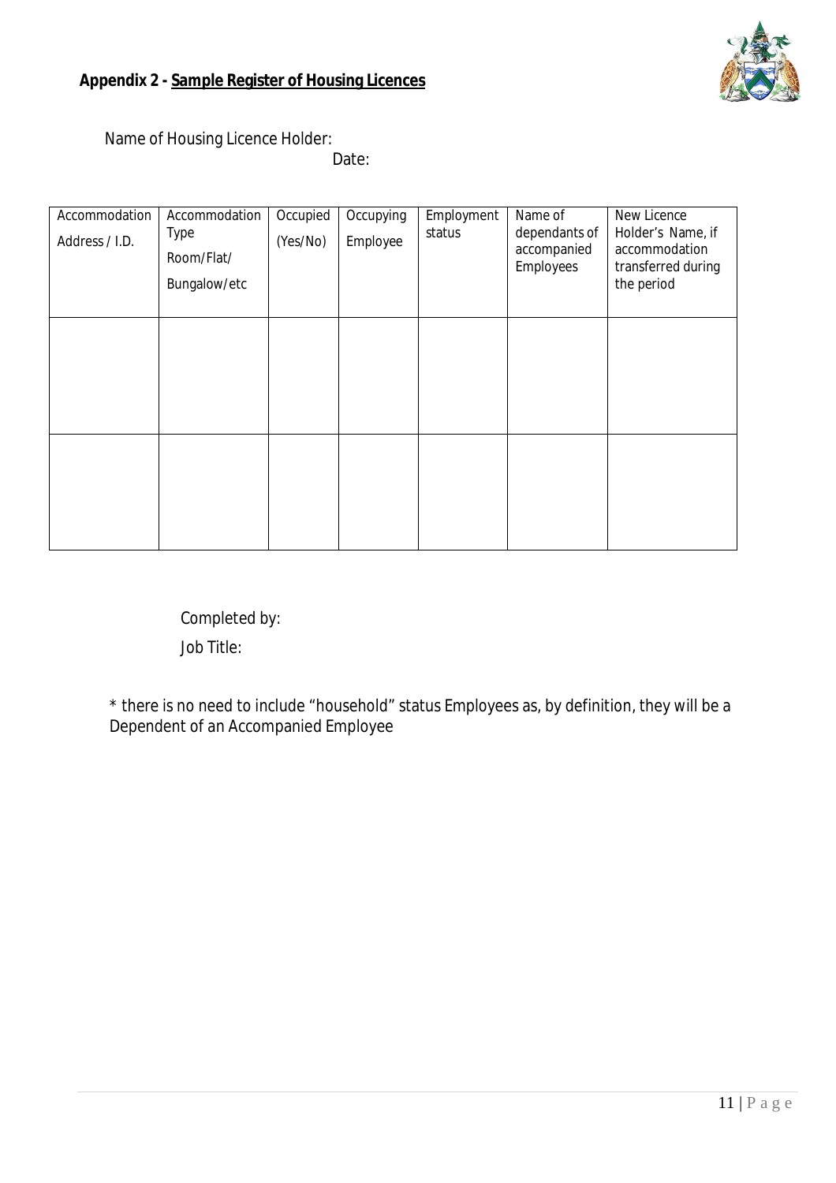## Appendix 2 - <u>Sample Register of Housing Licences</u>

Name of Housing Licence Holder:

Date:

| Accommodation Address / I.D. | Accommodation Type Room/Flat/ Bungalow/etc | Occupied (Yes/No) | Occupying Employee | Employment status | Name of dependants of accompanied Employees | New Licence Holder's Name, if accommodation transferred during the period |
|---|---|---|---|---|---|---|
| | | | | | | |
| | | | | | | |

Completed by:

Job Title:

* there is no need to include "household" status Employees as, by definition, they will be a Dependent of an Accompanied Employee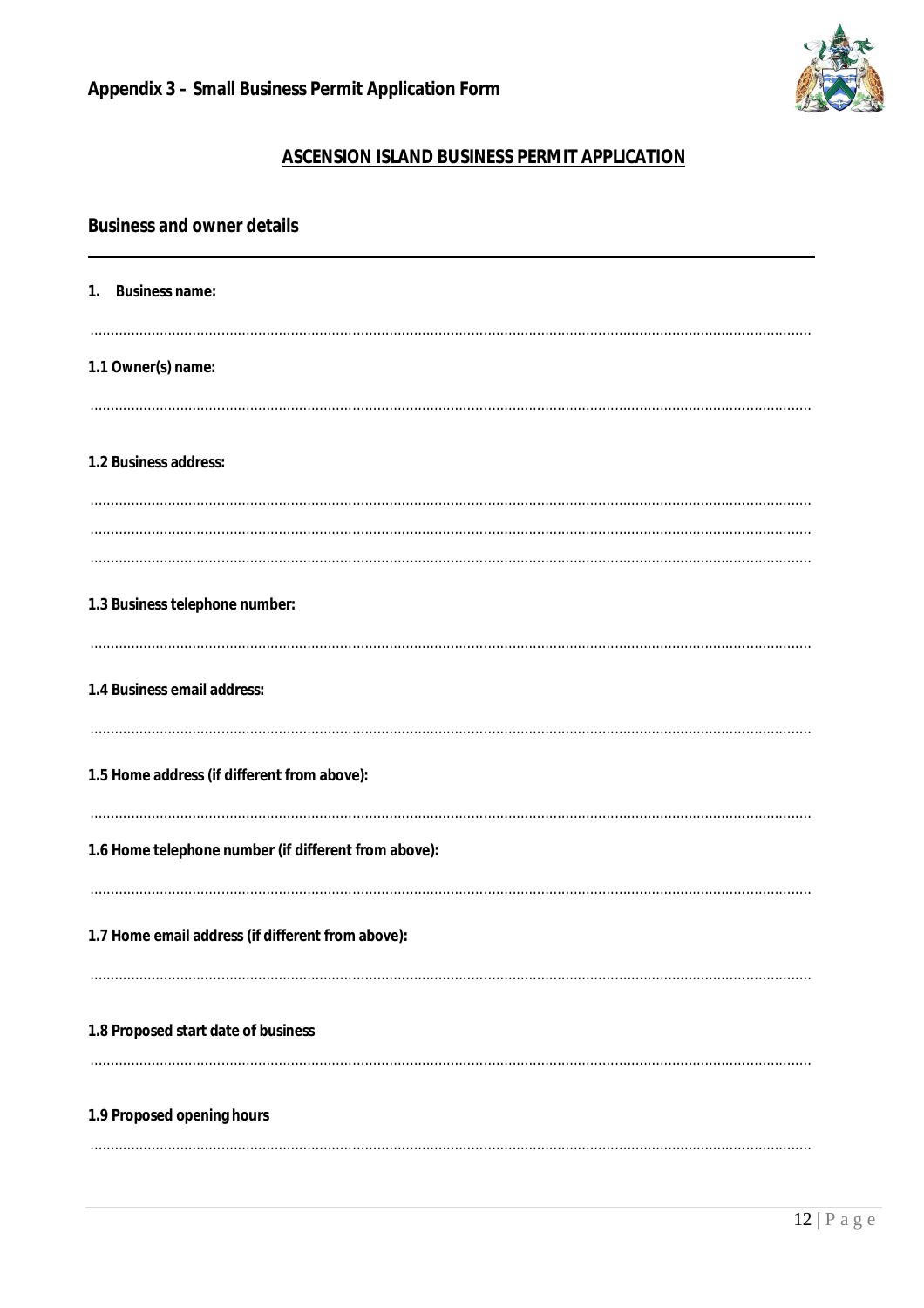## Appendix 3 – Small Business Permit Application Form

# ASCENSION ISLAND BUSINESS PERMIT APPLICATION

## Business and owner details

---

**1. Business name:**

..............................................................................................................................................................

**1.1 Owner(s) name:**

..............................................................................................................................................................

**1.2 Business address:**

..............................................................................................................................................................

..............................................................................................................................................................

..............................................................................................................................................................

**1.3 Business telephone number:**

..............................................................................................................................................................

**1.4 Business email address:**

..............................................................................................................................................................

**1.5 Home address (if different from above):**

..............................................................................................................................................................

**1.6 Home telephone number (if different from above):**

..............................................................................................................................................................

**1.7 Home email address (if different from above):**

..............................................................................................................................................................

**1.8 Proposed start date of business**

..............................................................................................................................................................

**1.9 Proposed opening hours**

..............................................................................................................................................................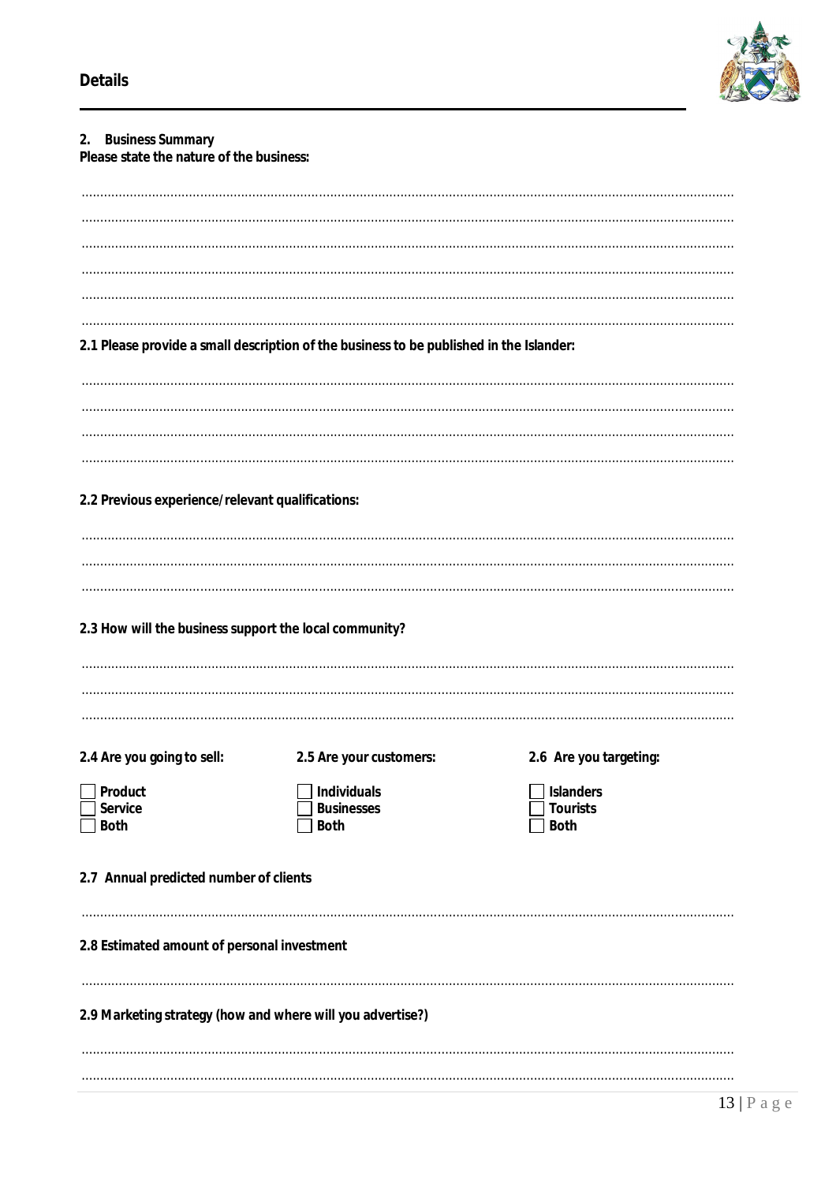## Details

### 2. Business Summary

**Please state the nature of the business:**

........................................................................................................................................................................

........................................................................................................................................................................

........................................................................................................................................................................

........................................................................................................................................................................

........................................................................................................................................................................

........................................................................................................................................................................

**2.1 Please provide a small description of the business to be published in the Islander:**

........................................................................................................................................................................

........................................................................................................................................................................

........................................................................................................................................................................

........................................................................................................................................................................

**2.2 Previous experience/relevant qualifications:**

........................................................................................................................................................................

........................................................................................................................................................................

........................................................................................................................................................................

**2.3 How will the business support the local community?**

........................................................................................................................................................................

........................................................................................................................................................................

........................................................................................................................................................................

| 2.4 Are you going to sell: | 2.5 Are your customers: | 2.6 Are you targeting: |
|---|---|---|
| ☐ Product | ☐ Individuals | ☐ Islanders |
| ☐ Service | ☐ Businesses | ☐ Tourists |
| ☐ Both | ☐ Both | ☐ Both |

**2.7 Annual predicted number of clients**

........................................................................................................................................................................

**2.8 Estimated amount of personal investment**

........................................................................................................................................................................

**2.9 Marketing strategy (how and where will you advertise?)**

........................................................................................................................................................................

........................................................................................................................................................................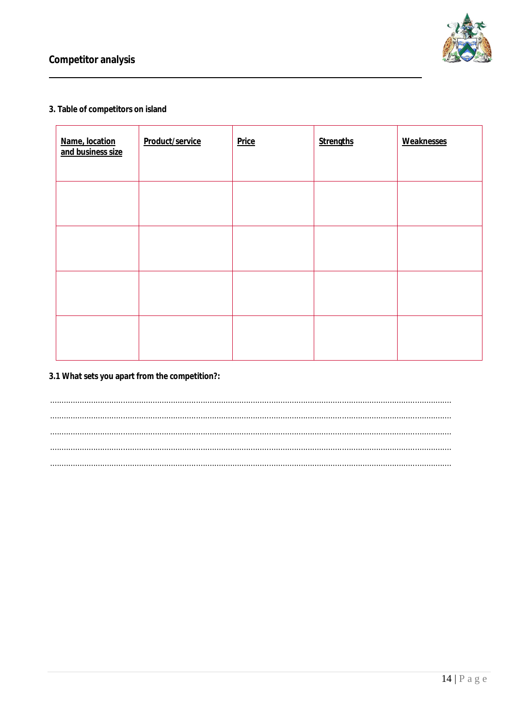## Competitor analysis

### 3. Table of competitors on island

| Name, location and business size | Product/service | Price | Strengths | Weaknesses |
|---|---|---|---|---|
| | | | | |
| | | | | |
| | | | | |
| | | | | |

### 3.1 What sets you apart from the competition?:

……………………………………………………………………………………………………………………………………………………

……………………………………………………………………………………………………………………………………………………

……………………………………………………………………………………………………………………………………………………

……………………………………………………………………………………………………………………………………………………

……………………………………………………………………………………………………………………………………………………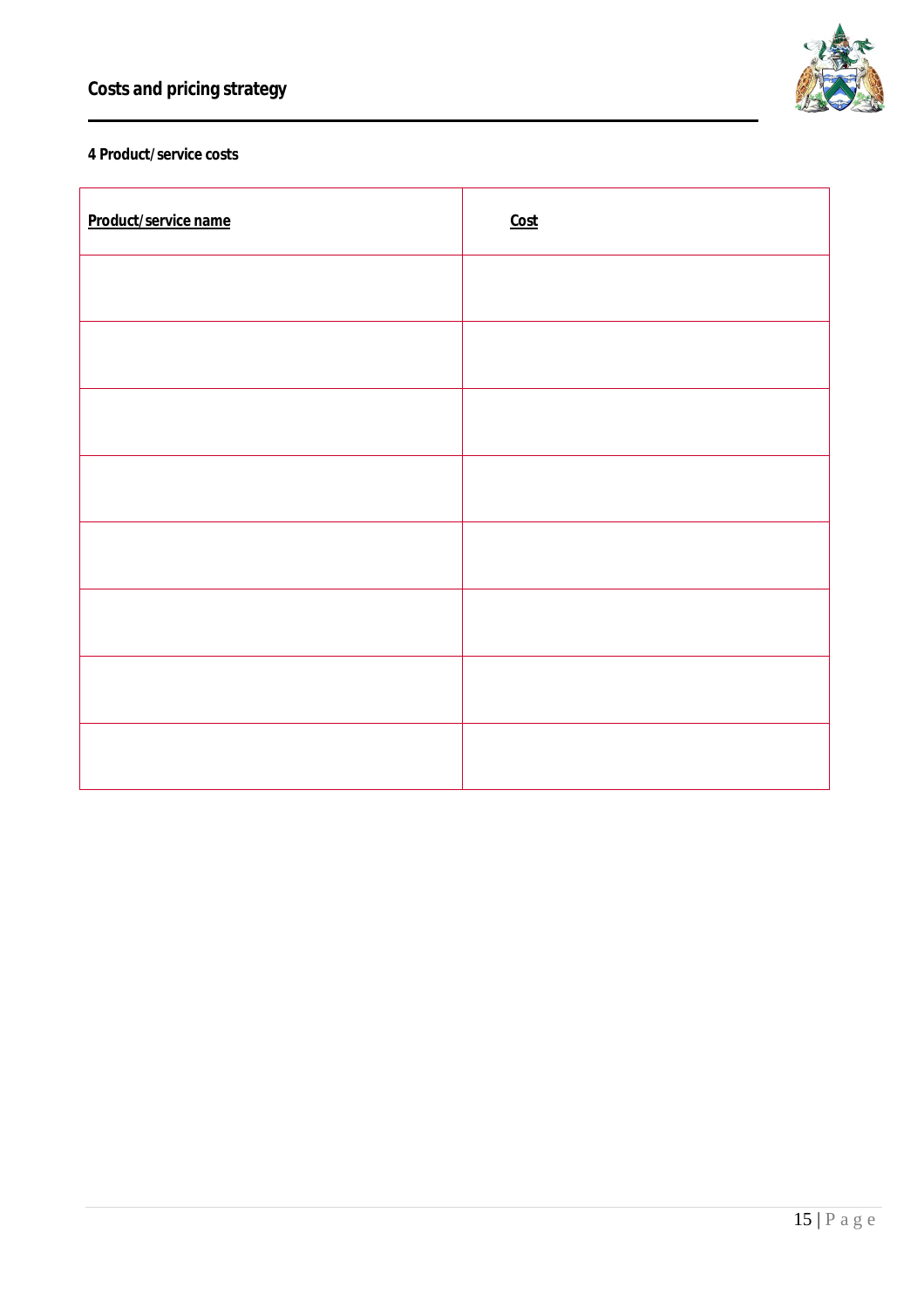## Costs and pricing strategy

**4 Product/service costs**

| Product/service name | Cost |
|---|---|
| | |
| | |
| | |
| | |
| | |
| | |
| | |
| | |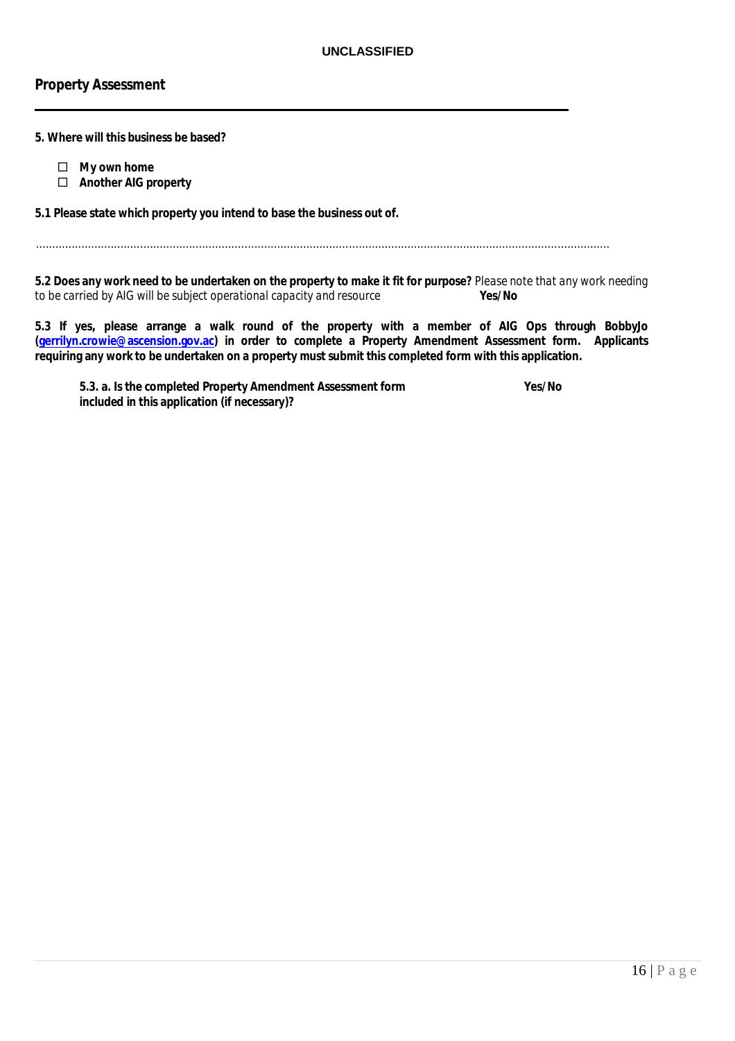## Property Assessment

**5. Where will this business be based?**

- ☐ **My own home**
- ☐ **Another AIG property**

**5.1 Please state which property you intend to base the business out of.**

…………………………………………………………………………………………………………………………………………………………………

**5.2 Does any work need to be undertaken on the property to make it fit for purpose?** *Please note that any work needing to be carried by AIG will be subject operational capacity and resource* **Yes/No**

**5.3 If yes, please arrange a walk round of the property with a member of AIG Ops through BobbyJo ([gerrilyn.crowie@ascension.gov.ac](mailto:gerrilyn.crowie@ascension.gov.ac)) in order to complete a Property Amendment Assessment form. Applicants requiring any work to be undertaken on a property must submit this completed form with this application.**

**5.3. a. Is the completed Property Amendment Assessment form included in this application (if necessary)?** **Yes/No**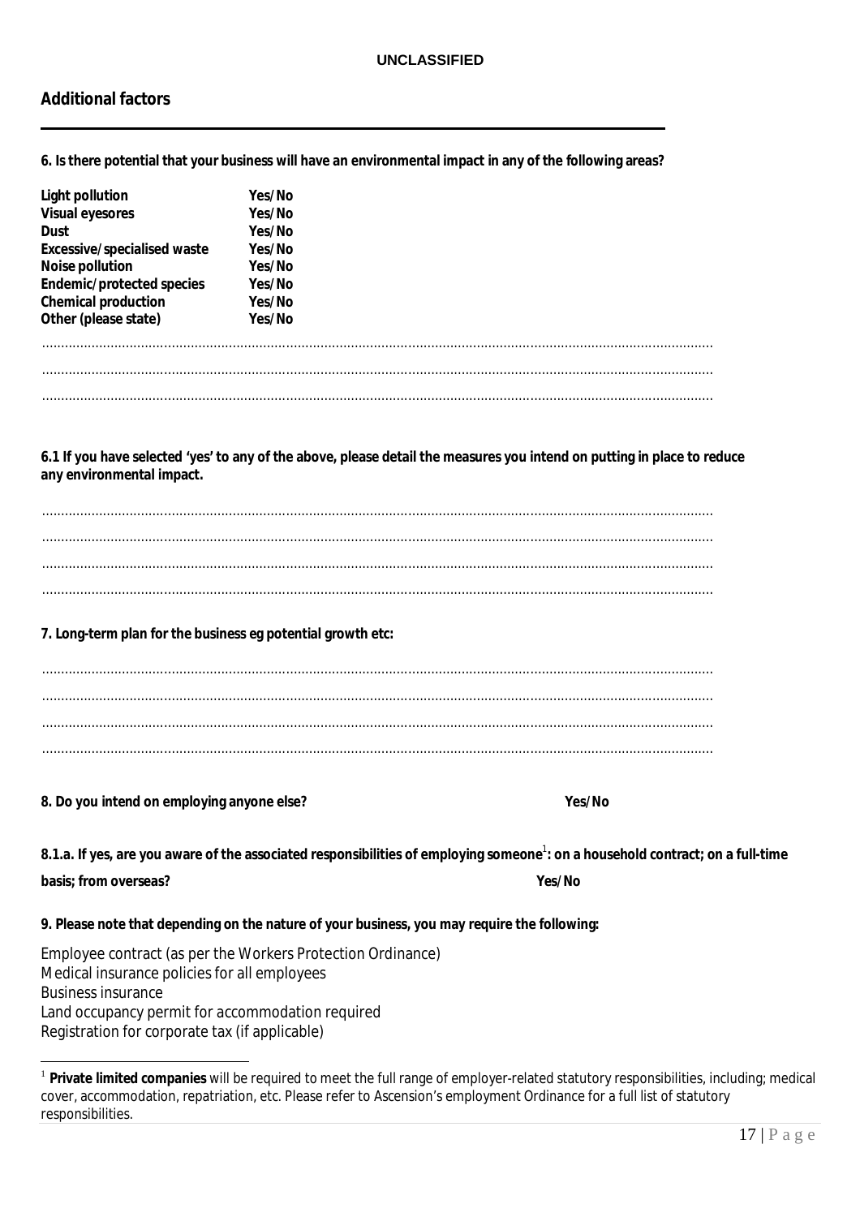## Additional factors

**6. Is there potential that your business will have an environmental impact in any of the following areas?**

| | |
|---|---|
| **Light pollution** | **Yes/No** |
| **Visual eyesores** | **Yes/No** |
| **Dust** | **Yes/No** |
| **Excessive/specialised waste** | **Yes/No** |
| **Noise pollution** | **Yes/No** |
| **Endemic/protected species** | **Yes/No** |
| **Chemical production** | **Yes/No** |
| **Other (please state)** | **Yes/No** |

..........................................................................................................................................................

..........................................................................................................................................................

..........................................................................................................................................................

**6.1 If you have selected 'yes' to any of the above, please detail the measures you intend on putting in place to reduce any environmental impact.**

..........................................................................................................................................................

..........................................................................................................................................................

..........................................................................................................................................................

..........................................................................................................................................................

**7. Long-term plan for the business eg potential growth etc:**

..........................................................................................................................................................

..........................................................................................................................................................

..........................................................................................................................................................

..........................................................................................................................................................

**8. Do you intend on employing anyone else? Yes/No**

**8.1.a. If yes, are you aware of the associated responsibilities of employing someone[1]: on a household contract; on a full-time basis; from overseas? Yes/No**

**9. Please note that depending on the nature of your business, you may require the following:**

Employee contract (as per the Workers Protection Ordinance)
Medical insurance policies for all employees
Business insurance
Land occupancy permit for accommodation required
Registration for corporate tax (if applicable)

[1] **Private limited companies** will be required to meet the full range of employer-related statutory responsibilities, including; medical cover, accommodation, repatriation, etc. Please refer to Ascension's employment Ordinance for a full list of statutory responsibilities.